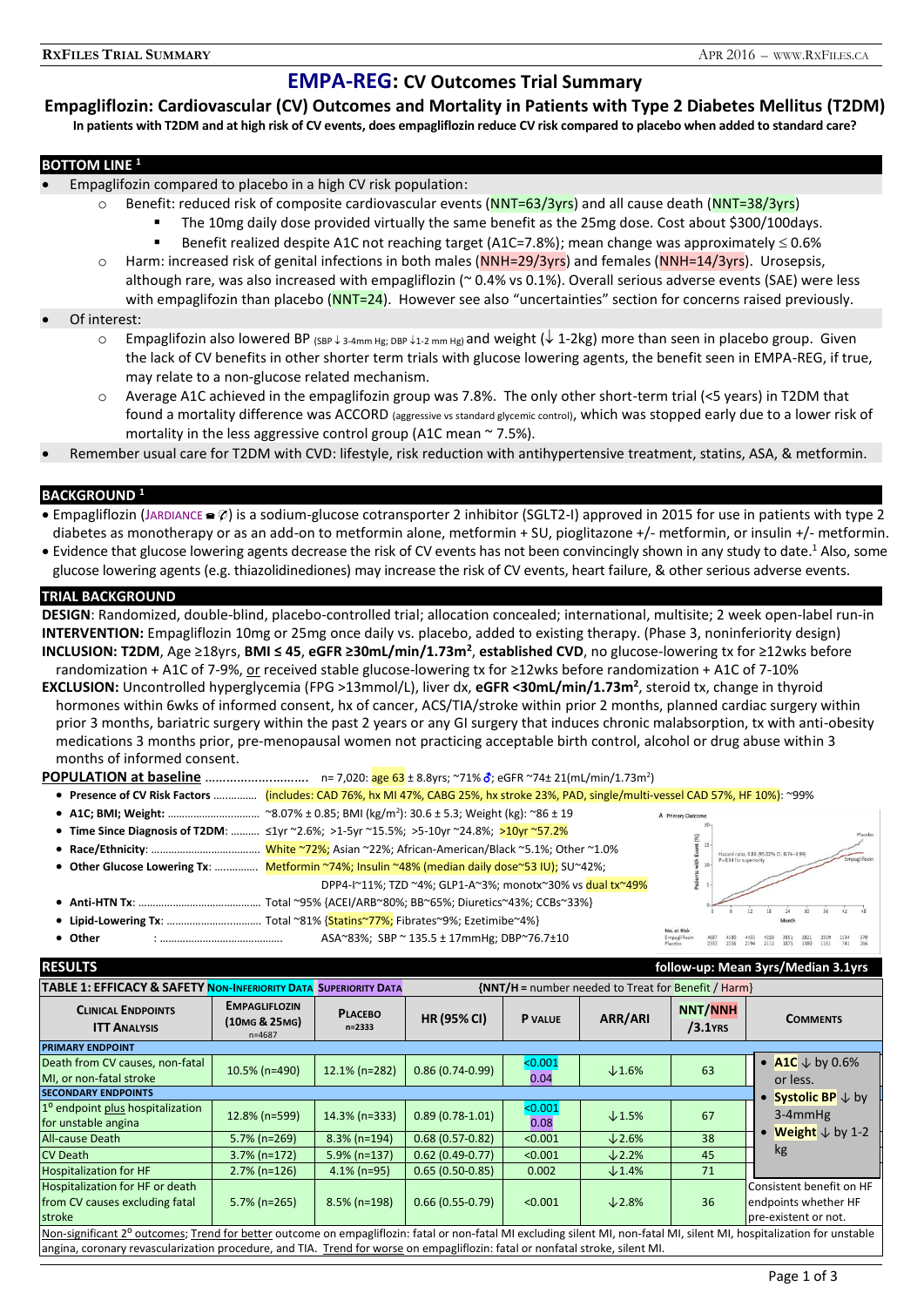# EMPA-REG: CV Outcomes Trial Summary

## Empagliflozin: Cardiovascular (CV) Outcomes and Mortality in Patients with Type 2 Diabetes Mellitus (T2DM)

**In patients with T2DM and at high risk of CV events, does empagliflozin reduce CV risk compared to placebo when added to standard care?**

### BOTTOM LINE [1]

- Empagliflozin compared to placebo in a high CV risk population:
  - Benefit: reduced risk of composite cardiovascular events (NNT=63/3yrs) and all cause death (NNT=38/3yrs)
    - The 10mg daily dose provided virtually the same benefit as the 25mg dose. Cost about $300/100days.
    - Benefit realized despite A1C not reaching target (A1C=7.8%); mean change was approximately ≤ 0.6%
  - Harm: increased risk of genital infections in both males (NNH=29/3yrs) and females (NNH=14/3yrs). Urosepsis, although rare, was also increased with empagliflozin (~ 0.4% vs 0.1%). Overall serious adverse events (SAE) were less with empagliflozin than placebo (NNT=24). However see also "uncertainties" section for concerns raised previously.
- Of interest:
  - Empagliflozin also lowered BP (SBP ↓ 3-4mm Hg; DBP ↓1-2 mm Hg) and weight (↓ 1-2kg) more than seen in placebo group. Given the lack of CV benefits in other shorter term trials with glucose lowering agents, the benefit seen in EMPA-REG, if true, may relate to a non-glucose related mechanism.
  - Average A1C achieved in the empagliflozin group was 7.8%. The only other short-term trial (<5 years) in T2DM that found a mortality difference was ACCORD (aggressive vs standard glycemic control), which was stopped early due to a lower risk of mortality in the less aggressive control group (A1C mean ~ 7.5%).
- Remember usual care for T2DM with CVD: lifestyle, risk reduction with antihypertensive treatment, statins, ASA, & metformin.

### BACKGROUND [1]

- Empagliflozin (JARDIANCE) is a sodium-glucose cotransporter 2 inhibitor (SGLT2-I) approved in 2015 for use in patients with type 2 diabetes as monotherapy or as an add-on to metformin alone, metformin + SU, pioglitazone +/- metformin, or insulin +/- metformin.
- Evidence that glucose lowering agents decrease the risk of CV events has not been convincingly shown in any study to date.[1] Also, some glucose lowering agents (e.g. thiazolidinediones) may increase the risk of CV events, heart failure, & other serious adverse events.

### TRIAL BACKGROUND

**DESIGN**: Randomized, double-blind, placebo-controlled trial; allocation concealed; international, multisite; 2 week open-label run-in

**INTERVENTION:** Empagliflozin 10mg or 25mg once daily vs. placebo, added to existing therapy. (Phase 3, noninferiority design)

**INCLUSION: T2DM**, Age ≥18yrs, **BMI ≤ 45**, **eGFR ≥30mL/min/1.73m²**, **established CVD**, no glucose-lowering tx for ≥12wks before randomization + A1C of 7-9%, or received stable glucose-lowering tx for ≥12wks before randomization + A1C of 7-10%

**EXCLUSION:** Uncontrolled hyperglycemia (FPG >13mmol/L), liver dx, **eGFR <30mL/min/1.73m²**, steroid tx, change in thyroid hormones within 6wks of informed consent, hx of cancer, ACS/TIA/stroke within prior 2 months, planned cardiac surgery within prior 3 months, bariatric surgery within the past 2 years or any GI surgery that induces chronic malabsorption, tx with anti-obesity medications 3 months prior, pre-menopausal women not practicing acceptable birth control, alcohol or drug abuse within 3 months of informed consent.

**POPULATION at baseline** ............................ n= 7,020: age 63 ± 8.8yrs; ~71% ♂; eGFR ~74± 21(mL/min/1.73m²)

- **Presence of CV Risk Factors** .............. (includes: CAD 76%, hx MI 47%, CABG 25%, hx stroke 23%, PAD, single/multi-vessel CAD 57%, HF 10%): ~99%
- **A1C; BMI; Weight:** ................................ ~8.07% ± 0.85; BMI (kg/m²): 30.6 ± 5.3; Weight (kg): ~86 ± 19
- **Time Since Diagnosis of T2DM**: .......... ≤1yr ~2.6%; >1-5yr ~15.5%; >5-10yr ~24.8%; >10yr ~57.2%
- **Race/Ethnicity**: ..................................... White ~72%; Asian ~22%; African-American/Black ~5.1%; Other ~1.0%
- **Other Glucose Lowering Tx**: ............... Metformin ~74%; Insulin ~48% (median daily dose~53 IU); SU~42%; DPP4-I~11%; TZD ~4%; GLP1-A~3%; monotx~30% vs dual tx~49%
- **Anti-HTN Tx**: .......................................... Total ~95% {ACEI/ARB~80%; BB~65%; Diuretics~43%; CCBs~33%}
- **Lipid-Lowering Tx**: ................................. Total ~81% {Statins~77%; Fibrates~9%; Ezetimibe~4%}
- **Other** : .......................................... ASA~83%; SBP ~ 135.5 ± 17mmHg; DBP~76.7±10

### RESULTS

follow-up: Mean 3yrs/Median 3.1yrs

**TABLE 1: EFFICACY & SAFETY** Non-Inferiority Data Superiority Data {NNT/H = number needed to Treat for Benefit / Harm}

| Clinical Endpoints ITT Analysis | Empagliflozin (10mg & 25mg) n=4687 | Placebo n=2333 | HR (95% CI) | P value | ARR/ARI | NNT/NNH /3.1yrs | Comments |
|---|---|---|---|---|---|---|---|
| **PRIMARY ENDPOINT** | | | | | | | |
| Death from CV causes, non-fatal MI, or non-fatal stroke | 10.5% (n=490) | 12.1% (n=282) | 0.86 (0.74-0.99) | <0.001 0.04 | ↓1.6% | 63 | • A1C ↓ by 0.6% or less. • Systolic BP ↓ by 3-4mmHg • Weight ↓ by 1-2 kg |
| **SECONDARY ENDPOINTS** | | | | | | | |
| 1⁰ endpoint plus hospitalization for unstable angina | 12.8% (n=599) | 14.3% (n=333) | 0.89 (0.78-1.01) | <0.001 0.08 | ↓1.5% | 67 | |
| All-cause Death | 5.7% (n=269) | 8.3% (n=194) | 0.68 (0.57-0.82) | <0.001 | ↓2.6% | 38 | |
| CV Death | 3.7% (n=172) | 5.9% (n=137) | 0.62 (0.49-0.77) | <0.001 | ↓2.2% | 45 | |
| Hospitalization for HF | 2.7% (n=126) | 4.1% (n=95) | 0.65 (0.50-0.85) | 0.002 | ↓1.4% | 71 | |
| Hospitalization for HF or death from CV causes excluding fatal stroke | 5.7% (n=265) | 8.5% (n=198) | 0.66 (0.55-0.79) | <0.001 | ↓2.8% | 36 | Consistent benefit on HF endpoints whether HF pre-existent or not. |

Non-significant 2⁰ outcomes; Trend for better outcome on empagliflozin: fatal or non-fatal MI excluding silent MI, non-fatal MI, silent MI, hospitalization for unstable angina, coronary revascularization procedure, and TIA. Trend for worse on empagliflozin: fatal or nonfatal stroke, silent MI.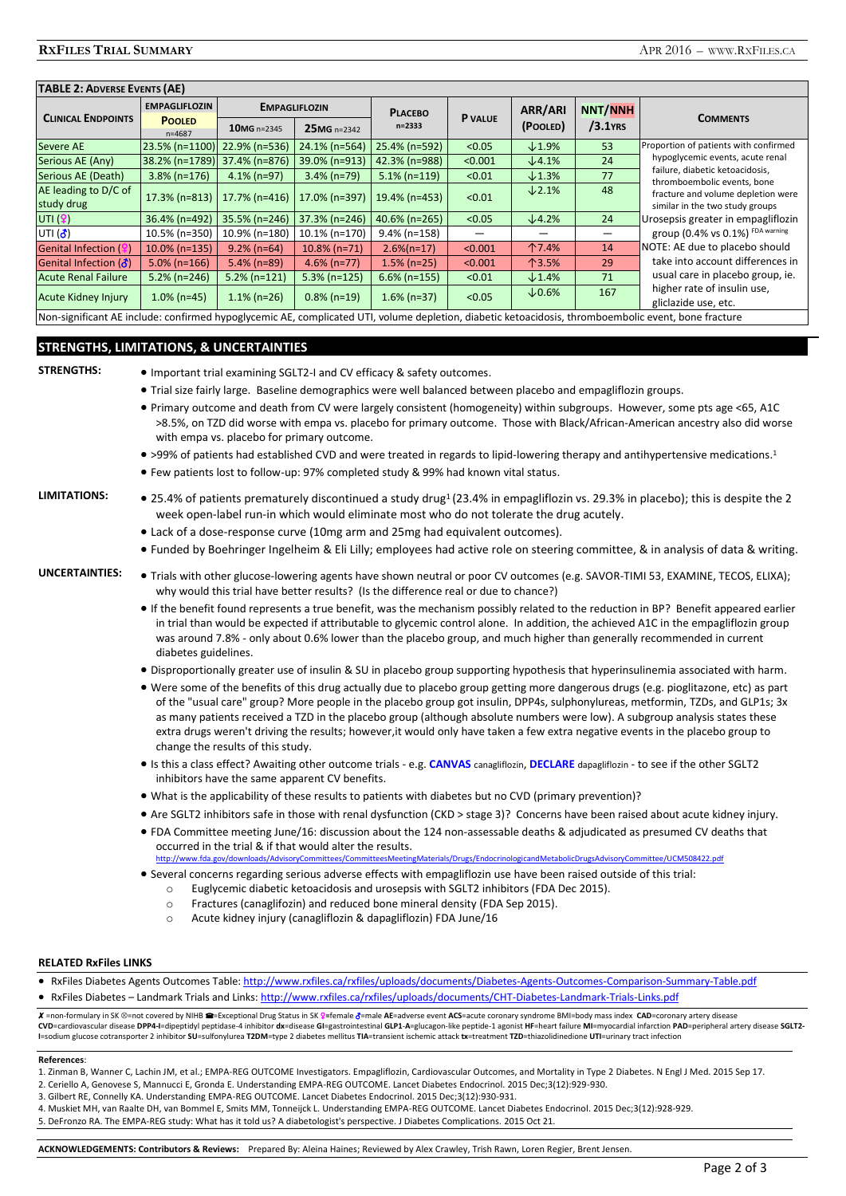**TABLE 2: ADVERSE EVENTS (AE)**

| CLINICAL ENDPOINTS | EMPAGLIFLOZIN POOLED n=4687 | EMPAGLIFLOZIN 10MG n=2345 | EMPAGLIFLOZIN 25MG n=2342 | PLACEBO n=2333 | P VALUE | ARR/ARI (POOLED) | NNT/NNH /3.1YRS | COMMENTS |
|---|---|---|---|---|---|---|---|---|
| Severe AE | 23.5% (n=1100) | 22.9% (n=536) | 24.1% (n=564) | 25.4% (n=592) | <0.05 | ↓1.9% | 53 | Proportion of patients with confirmed hypoglycemic events, acute renal failure, diabetic ketoacidosis, thromboembolic events, bone fracture and volume depletion were similar in the two study groups |
| Serious AE (Any) | 38.2% (n=1789) | 37.4% (n=876) | 39.0% (n=913) | 42.3% (n=988) | <0.001 | ↓4.1% | 24 | |
| Serious AE (Death) | 3.8% (n=176) | 4.1% (n=97) | 3.4% (n=79) | 5.1% (n=119) | <0.01 | ↓1.3% | 77 | |
| AE leading to D/C of study drug | 17.3% (n=813) | 17.7% (n=416) | 17.0% (n=397) | 19.4% (n=453) | <0.01 | ↓2.1% | 48 | |
| UTI (♀) | 36.4% (n=492) | 35.5% (n=246) | 37.3% (n=246) | 40.6% (n=265) | <0.05 | ↓4.2% | 24 | Urosepsis greater in empagliflozin group (0.4% vs 0.1%) FDA warning |
| UTI (♂) | 10.5% (n=350) | 10.9% (n=180) | 10.1% (n=170) | 9.4% (n=158) | — | — | — | |
| Genital Infection (♀) | 10.0% (n=135) | 9.2% (n=64) | 10.8% (n=71) | 2.6%(n=17) | <0.001 | ↑7.4% | 14 | NOTE: AE due to placebo should take into account differences in usual care in placebo group, ie. higher rate of insulin use, gliclazide use, etc. |
| Genital Infection (♂) | 5.0% (n=166) | 5.4% (n=89) | 4.6% (n=77) | 1.5% (n=25) | <0.001 | ↑3.5% | 29 | |
| Acute Renal Failure | 5.2% (n=246) | 5.2% (n=121) | 5.3% (n=125) | 6.6% (n=155) | <0.01 | ↓1.4% | 71 | |
| Acute Kidney Injury | 1.0% (n=45) | 1.1% (n=26) | 0.8% (n=19) | 1.6% (n=37) | <0.05 | ↓0.6% | 167 | |

Non-significant AE include: confirmed hypoglycemic AE, complicated UTI, volume depletion, diabetic ketoacidosis, thromboembolic event, bone fracture

## STRENGTHS, LIMITATIONS, & UNCERTAINTIES

**STRENGTHS:**

- Important trial examining SGLT2-I and CV efficacy & safety outcomes.
- Trial size fairly large. Baseline demographics were well balanced between placebo and empagliflozin groups.
- Primary outcome and death from CV were largely consistent (homogeneity) within subgroups. However, some pts age <65, A1C >8.5%, on TZD did worse with empa vs. placebo for primary outcome. Those with Black/African-American ancestry also did worse with empa vs. placebo for primary outcome.
- >99% of patients had established CVD and were treated in regards to lipid-lowering therapy and antihypertensive medications.[1]
- Few patients lost to follow-up: 97% completed study & 99% had known vital status.

**LIMITATIONS:**

- 25.4% of patients prematurely discontinued a study drug[1] (23.4% in empagliflozin vs. 29.3% in placebo); this is despite the 2 week open-label run-in which would eliminate most who do not tolerate the drug acutely.
- Lack of a dose-response curve (10mg arm and 25mg had equivalent outcomes).
- Funded by Boehringer Ingelheim & Eli Lilly; employees had active role on steering committee, & in analysis of data & writing.

**UNCERTAINTIES:**

- Trials with other glucose-lowering agents have shown neutral or poor CV outcomes (e.g. SAVOR-TIMI 53, EXAMINE, TECOS, ELIXA); why would this trial have better results? (Is the difference real or due to chance?)
- If the benefit found represents a true benefit, was the mechanism possibly related to the reduction in BP? Benefit appeared earlier in trial than would be expected if attributable to glycemic control alone. In addition, the achieved A1C in the empagliflozin group was around 7.8% - only about 0.6% lower than the placebo group, and much higher than generally recommended in current diabetes guidelines.
- Disproportionally greater use of insulin & SU in placebo group supporting hypothesis that hyperinsulinemia associated with harm.
- Were some of the benefits of this drug actually due to placebo group getting more dangerous drugs (e.g. pioglitazone, etc) as part of the "usual care" group? More people in the placebo group got insulin, DPP4s, sulphonylureas, metformin, TZDs, and GLP1s; 3x as many patients received a TZD in the placebo group (although absolute numbers were low). A subgroup analysis states these extra drugs weren't driving the results; however,it would only have taken a few extra negative events in the placebo group to change the results of this study.
- Is this a class effect? Awaiting other outcome trials - e.g. **CANVAS** canagliflozin, **DECLARE** dapagliflozin - to see if the other SGLT2 inhibitors have the same apparent CV benefits.
- What is the applicability of these results to patients with diabetes but no CVD (primary prevention)?
- Are SGLT2 inhibitors safe in those with renal dysfunction (CKD > stage 3)? Concerns have been raised about acute kidney injury.
- FDA Committee meeting June/16: discussion about the 124 non-assessable deaths & adjudicated as presumed CV deaths that occurred in the trial & if that would alter the results. http://www.fda.gov/downloads/AdvisoryCommittees/CommitteesMeetingMaterials/Drugs/EndocrinologicandMetabolicDrugsAdvisoryCommittee/UCM508422.pdf
- Several concerns regarding serious adverse effects with empagliflozin use have been raised outside of this trial:
  - Euglycemic diabetic ketoacidosis and urosepsis with SGLT2 inhibitors (FDA Dec 2015).
  - Fractures (canagliflozin) and reduced bone mineral density (FDA Sep 2015).
  - Acute kidney injury (canagliflozin & dapagliflozin) FDA June/16

**RELATED RxFiles LINKS**

- RxFiles Diabetes Agents Outcomes Table: http://www.rxfiles.ca/rxfiles/uploads/documents/Diabetes-Agents-Outcomes-Comparison-Summary-Table.pdf
- RxFiles Diabetes – Landmark Trials and Links: http://www.rxfiles.ca/rxfiles/uploads/documents/CHT-Diabetes-Landmark-Trials-Links.pdf

✗ =non-formulary in SK ⊗=not covered by NIHB ☎=Exceptional Drug Status in SK ♀=female ♂=male **AE**=adverse event **ACS**=acute coronary syndrome BMI=body mass index **CAD**=coronary artery disease **CVD**=cardiovascular disease **DPP4-I**=dipeptidyl peptidase-4 inhibitor **dx**=disease **GI**=gastrointestinal **GLP1-A**=glucagon-like peptide-1 agonist **HF**=heart failure **MI**=myocardial infarction **PAD**=peripheral artery disease **SGLT2-I**=sodium glucose cotransporter 2 inhibitor **SU**=sulfonylurea **T2DM**=type 2 diabetes mellitus **TIA**=transient ischemic attack **tx**=treatment **TZD**=thiazolidinedione **UTI**=urinary tract infection

**References**:

1. Zinman B, Wanner C, Lachin JM, et al.; EMPA-REG OUTCOME Investigators. Empagliflozin, Cardiovascular Outcomes, and Mortality in Type 2 Diabetes. N Engl J Med. 2015 Sep 17.
2. Ceriello A, Genovese S, Mannucci E, Gronda E. Understanding EMPA-REG OUTCOME. Lancet Diabetes Endocrinol. 2015 Dec;3(12):929-930.
3. Gilbert RE, Connelly KA. Understanding EMPA-REG OUTCOME. Lancet Diabetes Endocrinol. 2015 Dec;3(12):930-931.
4. Muskiet MH, van Raalte DH, van Bommel E, Smits MM, Tonneijck L. Understanding EMPA-REG OUTCOME. Lancet Diabetes Endocrinol. 2015 Dec;3(12):928-929.
5. DeFronzo RA. The EMPA-REG study: What has it told us? A diabetologist's perspective. J Diabetes Complications. 2015 Oct 21.

**ACKNOWLEDGEMENTS: Contributors & Reviews:** Prepared By: Aleina Haines; Reviewed by Alex Crawley, Trish Rawn, Loren Regier, Brent Jensen.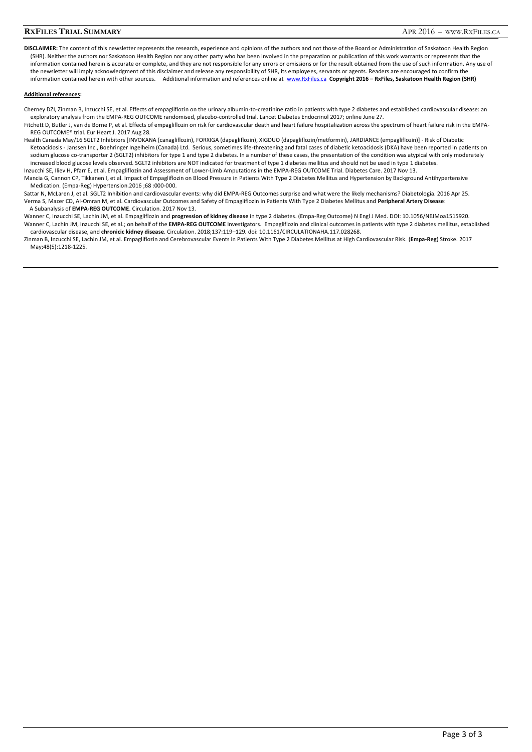**DISCLAIMER:** The content of this newsletter represents the research, experience and opinions of the authors and not those of the Board or Administration of Saskatoon Health Region (SHR). Neither the authors nor Saskatoon Health Region nor any other party who has been involved in the preparation or publication of this work warrants or represents that the information contained herein is accurate or complete, and they are not responsible for any errors or omissions or for the result obtained from the use of such information. Any use of the newsletter will imply acknowledgment of this disclaimer and release any responsibility of SHR, its employees, servants or agents. Readers are encouraged to confirm the information contained herein with other sources. Additional information and references online at www.RxFiles.ca **Copyright 2016 – RxFiles, Saskatoon Health Region (SHR)**

**Additional references:**

Cherney DZI, Zinman B, Inzucchi SE, et al. Effects of empagliflozin on the urinary albumin-to-creatinine ratio in patients with type 2 diabetes and established cardiovascular disease: an exploratory analysis from the EMPA-REG OUTCOME randomised, placebo-controlled trial. Lancet Diabetes Endocrinol 2017; online June 27.

Fitchett D, Butler J, van de Borne P, et al. Effects of empagliflozin on risk for cardiovascular death and heart failure hospitalization across the spectrum of heart failure risk in the EMPA-REG OUTCOME® trial. Eur Heart J. 2017 Aug 28.

Health Canada May/16 SGLT2 Inhibitors [INVOKANA (canagliflozin), FORXIGA (dapagliflozin), XIGDUO (dapagliflozin/metformin), JARDIANCE (empagliflozin)] - Risk of Diabetic Ketoacidosis - Janssen Inc., Boehringer Ingelheim (Canada) Ltd. Serious, sometimes life-threatening and fatal cases of diabetic ketoacidosis (DKA) have been reported in patients on sodium glucose co-transporter 2 (SGLT2) inhibitors for type 1 and type 2 diabetes. In a number of these cases, the presentation of the condition was atypical with only moderately increased blood glucose levels observed. SGLT2 inhibitors are NOT indicated for treatment of type 1 diabetes mellitus and should not be used in type 1 diabetes.

Inzucchi SE, Iliev H, Pfarr E, et al. Empagliflozin and Assessment of Lower-Limb Amputations in the EMPA-REG OUTCOME Trial. Diabetes Care. 2017 Nov 13.

Mancia G, Cannon CP, Tikkanen I, et al. Impact of Empagliflozin on Blood Pressure in Patients With Type 2 Diabetes Mellitus and Hypertension by Background Antihypertensive Medication. (Empa-Reg) Hypertension.2016 ;68 :000-000.

Sattar N, McLaren J, et al. SGLT2 Inhibition and cardiovascular events: why did EMPA-REG Outcomes surprise and what were the likely mechanisms? Diabetologia. 2016 Apr 25.

Verma S, Mazer CD, Al-Omran M, et al. Cardiovascular Outcomes and Safety of Empagliflozin in Patients With Type 2 Diabetes Mellitus and **Peripheral Artery Disease**: A Subanalysis of **EMPA-REG OUTCOME**. Circulation. 2017 Nov 13.

Wanner C, Inzucchi SE, Lachin JM, et al. Empagliflozin and **progression of kidney disease** in type 2 diabetes. (Empa-Reg Outcome) N Engl J Med. DOI: 10.1056/NEJMoa1515920.

Wanner C, Lachin JM, Inzucchi SE, et al.; on behalf of the **EMPA-REG OUTCOME** Investigators. Empagliflozin and clinical outcomes in patients with type 2 diabetes mellitus, established cardiovascular disease, and **chronicic kidney disease**. Circulation. 2018;137:119–129. doi: 10.1161/CIRCULATIONAHA.117.028268.

Zinman B, Inzucchi SE, Lachin JM, et al. Empagliflozin and Cerebrovascular Events in Patients With Type 2 Diabetes Mellitus at High Cardiovascular Risk. (**Empa-Reg**) Stroke. 2017 May;48(5):1218-1225.